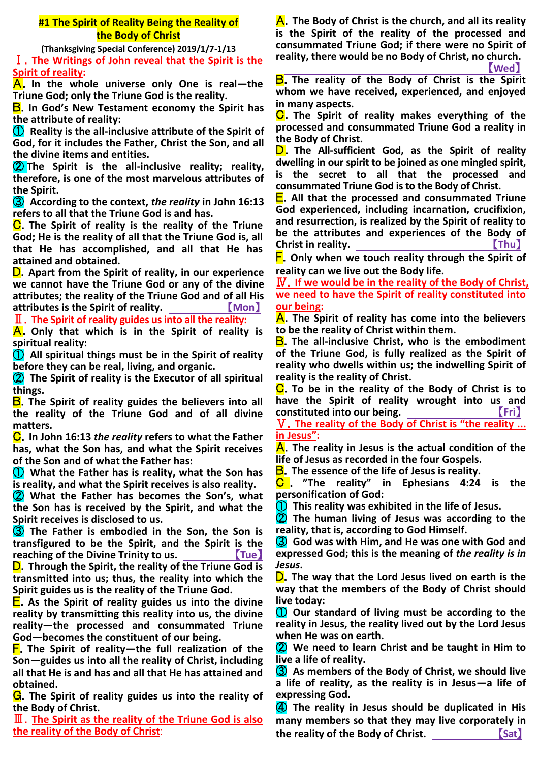# #1 The Spirit of Reality Being the Reality of the Body of Christ

**(Thanksgiving Special Conference) 2019/1/7-1/13**

## Ⅰ. The Writings of John reveal that the Spirit is the Spirit of reality:

**A. In the whole universe only One is real—the Triune God; only the Triune God is the reality.**

**B. In God's New Testament economy the Spirit has the attribute of reality:**

**① Reality is the all-inclusive attribute of the Spirit of God, for it includes the Father, Christ the Son, and all the divine items and entities.**

**② The Spirit is the all-inclusive reality; reality, therefore, is one of the most marvelous attributes of the Spirit.**

**③ According to the context, *the reality* in John 16:13 refers to all that the Triune God is and has.**

**C. The Spirit of reality is the reality of the Triune God; He is the reality of all that the Triune God is, all that He has accomplished, and all that He has attained and obtained.**

**D. Apart from the Spirit of reality, in our experience we cannot have the Triune God or any of the divine attributes; the reality of the Triune God and of all His attributes is the Spirit of reality.** 【Mon】

## Ⅱ. The Spirit of reality guides us into all the reality:

**A. Only that which is in the Spirit of reality is spiritual reality:**

**① All spiritual things must be in the Spirit of reality before they can be real, living, and organic.**

**② The Spirit of reality is the Executor of all spiritual things.**

**B. The Spirit of reality guides the believers into all the reality of the Triune God and of all divine matters.**

**C. In John 16:13 *the reality* refers to what the Father has, what the Son has, and what the Spirit receives of the Son and of what the Father has:**

**① What the Father has is reality, what the Son has is reality, and what the Spirit receives is also reality.**

**② What the Father has becomes the Son's, what the Son has is received by the Spirit, and what the Spirit receives is disclosed to us.**

**③ The Father is embodied in the Son, the Son is transfigured to be the Spirit, and the Spirit is the reaching of the Divine Trinity to us.** 【Tue】

**D. Through the Spirit, the reality of the Triune God is transmitted into us; thus, the reality into which the Spirit guides us is the reality of the Triune God.**

**E. As the Spirit of reality guides us into the divine reality by transmitting this reality into us, the divine reality—the processed and consummated Triune God—becomes the constituent of our being.**

**F. The Spirit of reality—the full realization of the Son—guides us into all the reality of Christ, including all that He is and has and all that He has attained and obtained.**

**G. The Spirit of reality guides us into the reality of the Body of Christ.**

## Ⅲ. The Spirit as the reality of the Triune God is also the reality of the Body of Christ:

**A. The Body of Christ is the church, and all its reality is the Spirit of the reality of the processed and consummated Triune God; if there were no Spirit of reality, there would be no Body of Christ, no church.** 【Wed】

**B. The reality of the Body of Christ is the Spirit whom we have received, experienced, and enjoyed in many aspects.**

**C. The Spirit of reality makes everything of the processed and consummated Triune God a reality in the Body of Christ.**

**D. The All-sufficient God, as the Spirit of reality dwelling in our spirit to be joined as one mingled spirit, is the secret to all that the processed and consummated Triune God is to the Body of Christ.**

**E. All that the processed and consummated Triune God experienced, including incarnation, crucifixion, and resurrection, is realized by the Spirit of reality to be the attributes and experiences of the Body of Christ in reality.** 【Thu】

**F. Only when we touch reality through the Spirit of reality can we live out the Body life.**

## Ⅳ. If we would be in the reality of the Body of Christ, we need to have the Spirit of reality constituted into our being:

**A. The Spirit of reality has come into the believers to be the reality of Christ within them.**

**B. The all-inclusive Christ, who is the embodiment of the Triune God, is fully realized as the Spirit of reality who dwells within us; the indwelling Spirit of reality is the reality of Christ.**

**C. To be in the reality of the Body of Christ is to have the Spirit of reality wrought into us and constituted into our being.** 【Fri】

## Ⅴ. The reality of the Body of Christ is "the reality ... in Jesus":

**A. The reality in Jesus is the actual condition of the life of Jesus as recorded in the four Gospels.**

**B. The essence of the life of Jesus is reality.**

**C. "The reality" in Ephesians 4:24 is the personification of God:**

**① This reality was exhibited in the life of Jesus.**

**② The human living of Jesus was according to the reality, that is, according to God Himself.**

**③ God was with Him, and He was one with God and expressed God; this is the meaning of *the reality is in Jesus*.**

**D. The way that the Lord Jesus lived on earth is the way that the members of the Body of Christ should live today:**

**① Our standard of living must be according to the reality in Jesus, the reality lived out by the Lord Jesus when He was on earth.**

**② We need to learn Christ and be taught in Him to live a life of reality.**

**③ As members of the Body of Christ, we should live a life of reality, as the reality is in Jesus—a life of expressing God.**

**④ The reality in Jesus should be duplicated in His many members so that they may live corporately in the reality of the Body of Christ.** 【Sat】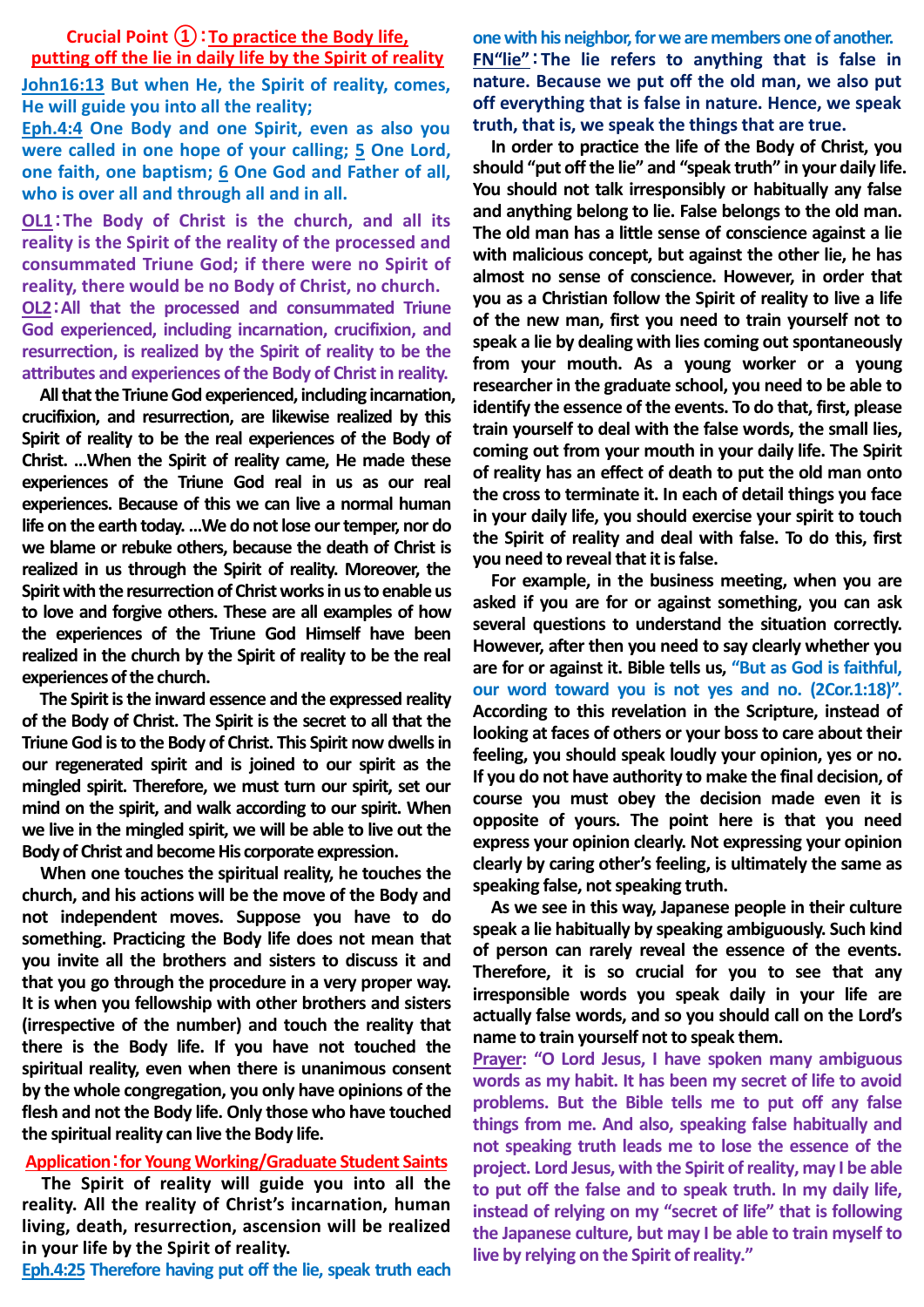## Crucial Point ①：To practice the Body life, putting off the lie in daily life by the Spirit of reality

**John16:13 But when He, the Spirit of reality, comes, He will guide you into all the reality;**

**Eph.4:4 One Body and one Spirit, even as also you were called in one hope of your calling; 5 One Lord, one faith, one baptism; 6 One God and Father of all, who is over all and through all and in all.**

**OL1：The Body of Christ is the church, and all its reality is the Spirit of the reality of the processed and consummated Triune God; if there were no Spirit of reality, there would be no Body of Christ, no church.**

**OL2：All that the processed and consummated Triune God experienced, including incarnation, crucifixion, and resurrection, is realized by the Spirit of reality to be the attributes and experiences of the Body of Christ in reality.**

All that the Triune God experienced, including incarnation, crucifixion, and resurrection, are likewise realized by this Spirit of reality to be the real experiences of the Body of Christ. …When the Spirit of reality came, He made these experiences of the Triune God real in us as our real experiences. Because of this we can live a normal human life on the earth today. …We do not lose our temper, nor do we blame or rebuke others, because the death of Christ is realized in us through the Spirit of reality. Moreover, the Spirit with the resurrection of Christ works in us to enable us to love and forgive others. These are all examples of how the experiences of the Triune God Himself have been realized in the church by the Spirit of reality to be the real experiences of the church.

The Spirit is the inward essence and the expressed reality of the Body of Christ. The Spirit is the secret to all that the Triune God is to the Body of Christ. This Spirit now dwells in our regenerated spirit and is joined to our spirit as the mingled spirit. Therefore, we must turn our spirit, set our mind on the spirit, and walk according to our spirit. When we live in the mingled spirit, we will be able to live out the Body of Christ and become His corporate expression.

When one touches the spiritual reality, he touches the church, and his actions will be the move of the Body and not independent moves. Suppose you have to do something. Practicing the Body life does not mean that you invite all the brothers and sisters to discuss it and that you go through the procedure in a very proper way. It is when you fellowship with other brothers and sisters (irrespective of the number) and touch the reality that there is the Body life. If you have not touched the spiritual reality, even when there is unanimous consent by the whole congregation, you only have opinions of the flesh and not the Body life. Only those who have touched the spiritual reality can live the Body life.

### Application：for Young Working/Graduate Student Saints

The Spirit of reality will guide you into all the reality. All the reality of Christ's incarnation, human living, death, resurrection, ascension will be realized in your life by the Spirit of reality.

**Eph.4:25 Therefore having put off the lie, speak truth each one with his neighbor, for we are members one of another.**

**FN"lie"：The lie refers to anything that is false in nature. Because we put off the old man, we also put off everything that is false in nature. Hence, we speak truth, that is, we speak the things that are true.**

In order to practice the life of the Body of Christ, you should "put off the lie" and "speak truth" in your daily life. You should not talk irresponsibly or habitually any false and anything belong to lie. False belongs to the old man. The old man has a little sense of conscience against a lie with malicious concept, but against the other lie, he has almost no sense of conscience. However, in order that you as a Christian follow the Spirit of reality to live a life of the new man, first you need to train yourself not to speak a lie by dealing with lies coming out spontaneously from your mouth. As a young worker or a young researcher in the graduate school, you need to be able to identify the essence of the events. To do that, first, please train yourself to deal with the false words, the small lies, coming out from your mouth in your daily life. The Spirit of reality has an effect of death to put the old man onto the cross to terminate it. In each of detail things you face in your daily life, you should exercise your spirit to touch the Spirit of reality and deal with false. To do this, first you need to reveal that it is false.

For example, in the business meeting, when you are asked if you are for or against something, you can ask several questions to understand the situation correctly. However, after then you need to say clearly whether you are for or against it. Bible tells us, **"But as God is faithful, our word toward you is not yes and no. (2Cor.1:18)".** According to this revelation in the Scripture, instead of looking at faces of others or your boss to care about their feeling, you should speak loudly your opinion, yes or no. If you do not have authority to make the final decision, of course you must obey the decision made even it is opposite of yours. The point here is that you need express your opinion clearly. Not expressing your opinion clearly by caring other's feeling, is ultimately the same as speaking false, not speaking truth.

As we see in this way, Japanese people in their culture speak a lie habitually by speaking ambiguously. Such kind of person can rarely reveal the essence of the events. Therefore, it is so crucial for you to see that any irresponsible words you speak daily in your life are actually false words, and so you should call on the Lord's name to train yourself not to speak them.

**Prayer: "O Lord Jesus, I have spoken many ambiguous words as my habit. It has been my secret of life to avoid problems. But the Bible tells me to put off any false things from me. And also, speaking false habitually and not speaking truth leads me to lose the essence of the project. Lord Jesus, with the Spirit of reality, may I be able to put off the false and to speak truth. In my daily life, instead of relying on my "secret of life" that is following the Japanese culture, but may I be able to train myself to live by relying on the Spirit of reality."**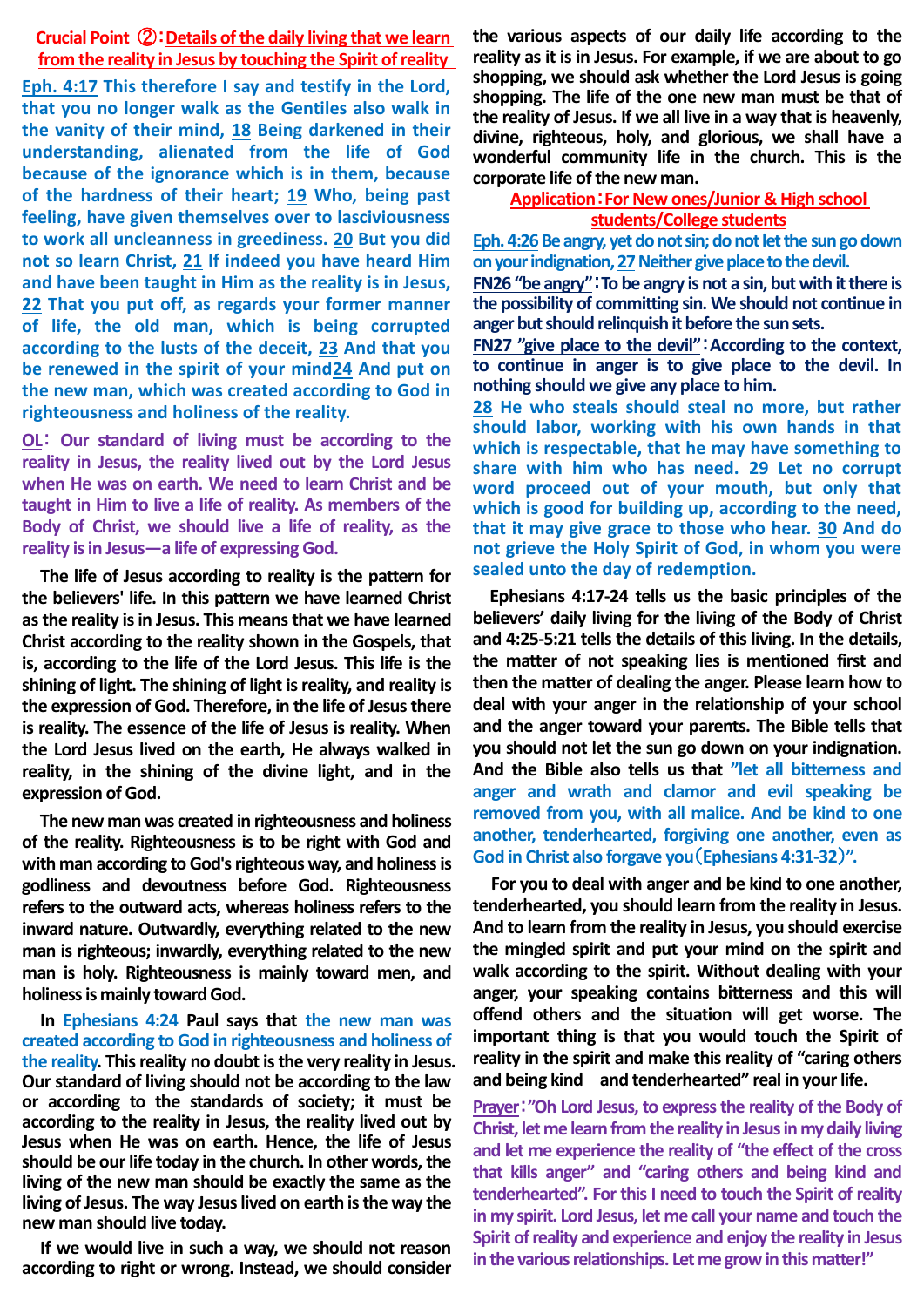**Crucial Point ②：Details of the daily living that we learn from the reality in Jesus by touching the Spirit of reality**

**Eph. 4:17 This therefore I say and testify in the Lord, that you no longer walk as the Gentiles also walk in the vanity of their mind, 18 Being darkened in their understanding, alienated from the life of God because of the ignorance which is in them, because of the hardness of their heart; 19 Who, being past feeling, have given themselves over to lasciviousness to work all uncleanness in greediness. 20 But you did not so learn Christ, 21 If indeed you have heard Him and have been taught in Him as the reality is in Jesus, 22 That you put off, as regards your former manner of life, the old man, which is being corrupted according to the lusts of the deceit, 23 And that you be renewed in the spirit of your mind24 And put on the new man, which was created according to God in righteousness and holiness of the reality.**

**OL： Our standard of living must be according to the reality in Jesus, the reality lived out by the Lord Jesus when He was on earth. We need to learn Christ and be taught in Him to live a life of reality. As members of the Body of Christ, we should live a life of reality, as the reality is in Jesus—a life of expressing God.**

The life of Jesus according to reality is the pattern for the believers' life. In this pattern we have learned Christ as the reality is in Jesus. This means that we have learned Christ according to the reality shown in the Gospels, that is, according to the life of the Lord Jesus. This life is the shining of light. The shining of light is reality, and reality is the expression of God. Therefore, in the life of Jesus there is reality. The essence of the life of Jesus is reality. When the Lord Jesus lived on the earth, He always walked in reality, in the shining of the divine light, and in the expression of God.

The new man was created in righteousness and holiness of the reality. Righteousness is to be right with God and with man according to God's righteous way, and holiness is godliness and devoutness before God. Righteousness refers to the outward acts, whereas holiness refers to the inward nature. Outwardly, everything related to the new man is righteous; inwardly, everything related to the new man is holy. Righteousness is mainly toward men, and holiness is mainly toward God.

In Ephesians 4:24 Paul says that the new man was created according to God in righteousness and holiness of the reality. This reality no doubt is the very reality in Jesus. Our standard of living should not be according to the law or according to the standards of society; it must be according to the reality in Jesus, the reality lived out by Jesus when He was on earth. Hence, the life of Jesus should be our life today in the church. In other words, the living of the new man should be exactly the same as the living of Jesus. The way Jesus lived on earth is the way the new man should live today.

If we would live in such a way, we should not reason according to right or wrong. Instead, we should consider the various aspects of our daily life according to the reality as it is in Jesus. For example, if we are about to go shopping, we should ask whether the Lord Jesus is going shopping. The life of the one new man must be that of the reality of Jesus. If we all live in a way that is heavenly, divine, righteous, holy, and glorious, we shall have a wonderful community life in the church. This is the corporate life of the new man.

**Application：For New ones/Junior & High school students/College students**

**Eph. 4:26 Be angry, yet do not sin; do not let the sun go down on your indignation, 27 Neither give place to the devil.**

**FN26 "be angry"：To be angry is not a sin, but with it there is the possibility of committing sin. We should not continue in anger but should relinquish it before the sun sets.**

**FN27 "give place to the devil"：According to the context, to continue in anger is to give place to the devil. In nothing should we give any place to him.**

**28 He who steals should steal no more, but rather should labor, working with his own hands in that which is respectable, that he may have something to share with him who has need. 29 Let no corrupt word proceed out of your mouth, but only that which is good for building up, according to the need, that it may give grace to those who hear. 30 And do not grieve the Holy Spirit of God, in whom you were sealed unto the day of redemption.**

Ephesians 4:17-24 tells us the basic principles of the believers' daily living for the living of the Body of Christ and 4:25-5:21 tells the details of this living. In the details, the matter of not speaking lies is mentioned first and then the matter of dealing the anger. Please learn how to deal with your anger in the relationship of your school and the anger toward your parents. The Bible tells that you should not let the sun go down on your indignation. And the Bible also tells us that "let all bitterness and anger and wrath and clamor and evil speaking be removed from you, with all malice. And be kind to one another, tenderhearted, forgiving one another, even as God in Christ also forgave you（Ephesians 4:31-32）".

For you to deal with anger and be kind to one another, tenderhearted, you should learn from the reality in Jesus. And to learn from the reality in Jesus, you should exercise the mingled spirit and put your mind on the spirit and walk according to the spirit. Without dealing with your anger, your speaking contains bitterness and this will offend others and the situation will get worse. The important thing is that you would touch the Spirit of reality in the spirit and make this reality of "caring others and being kind and tenderhearted" real in your life.

**Prayer："Oh Lord Jesus, to express the reality of the Body of Christ, let me learn from the reality in Jesus in my daily living and let me experience the reality of "the effect of the cross that kills anger" and "caring others and being kind and tenderhearted". For this I need to touch the Spirit of reality in my spirit. Lord Jesus, let me call your name and touch the Spirit of reality and experience and enjoy the reality in Jesus in the various relationships. Let me grow in this matter!"**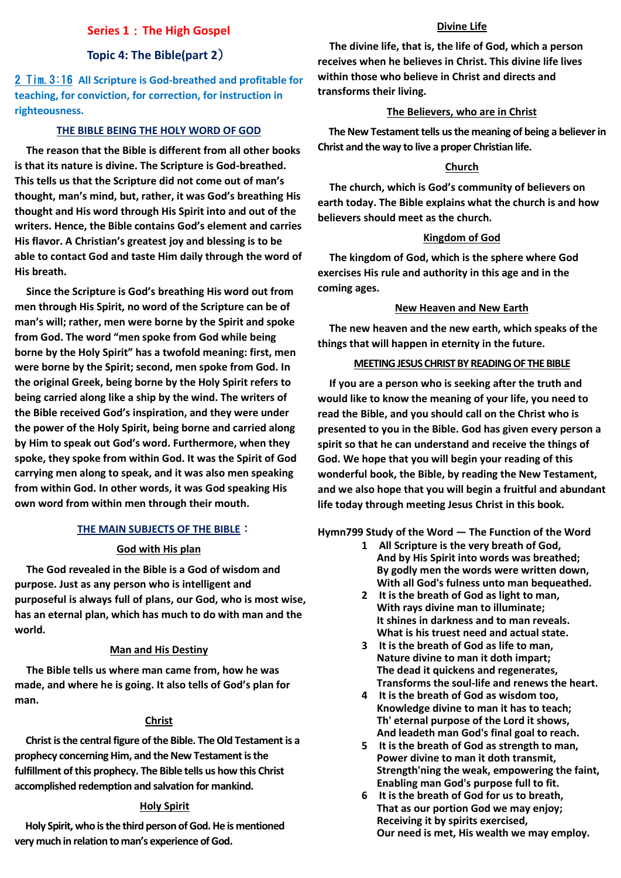## Series 1：The High Gospel

### Topic 4: The Bible(part 2）

**2 Tim. 3:16 All Scripture is God-breathed and profitable for teaching, for conviction, for correction, for instruction in righteousness.**

### THE BIBLE BEING THE HOLY WORD OF GOD

**The reason that the Bible is different from all other books is that its nature is divine. The Scripture is God-breathed. This tells us that the Scripture did not come out of man's thought, man's mind, but, rather, it was God's breathing His thought and His word through His Spirit into and out of the writers. Hence, the Bible contains God's element and carries His flavor. A Christian's greatest joy and blessing is to be able to contact God and taste Him daily through the word of His breath.**

**Since the Scripture is God's breathing His word out from men through His Spirit, no word of the Scripture can be of man's will; rather, men were borne by the Spirit and spoke from God. The word "men spoke from God while being borne by the Holy Spirit" has a twofold meaning: first, men were borne by the Spirit; second, men spoke from God. In the original Greek, being borne by the Holy Spirit refers to being carried along like a ship by the wind. The writers of the Bible received God's inspiration, and they were under the power of the Holy Spirit, being borne and carried along by Him to speak out God's word. Furthermore, when they spoke, they spoke from within God. It was the Spirit of God carrying men along to speak, and it was also men speaking from within God. In other words, it was God speaking His own word from within men through their mouth.**

### THE MAIN SUBJECTS OF THE BIBLE：

#### God with His plan

**The God revealed in the Bible is a God of wisdom and purpose. Just as any person who is intelligent and purposeful is always full of plans, our God, who is most wise, has an eternal plan, which has much to do with man and the world.**

#### Man and His Destiny

**The Bible tells us where man came from, how he was made, and where he is going. It also tells of God's plan for man.**

#### Christ

**Christ is the central figure of the Bible. The Old Testament is a prophecy concerning Him, and the New Testament is the fulfillment of this prophecy. The Bible tells us how this Christ accomplished redemption and salvation for mankind.**

#### Holy Spirit

**Holy Spirit, who is the third person of God. He is mentioned very much in relation to man's experience of God.**

#### Divine Life

**The divine life, that is, the life of God, which a person receives when he believes in Christ. This divine life lives within those who believe in Christ and directs and transforms their living.**

#### The Believers, who are in Christ

**The New Testament tells us the meaning of being a believer in Christ and the way to live a proper Christian life.**

#### Church

**The church, which is God's community of believers on earth today. The Bible explains what the church is and how believers should meet as the church.**

#### Kingdom of God

**The kingdom of God, which is the sphere where God exercises His rule and authority in this age and in the coming ages.**

#### New Heaven and New Earth

**The new heaven and the new earth, which speaks of the things that will happen in eternity in the future.**

### MEETING JESUS CHRIST BY READING OF THE BIBLE

**If you are a person who is seeking after the truth and would like to know the meaning of your life, you need to read the Bible, and you should call on the Christ who is presented to you in the Bible. God has given every person a spirit so that he can understand and receive the things of God. We hope that you will begin your reading of this wonderful book, the Bible, by reading the New Testament, and we also hope that you will begin a fruitful and abundant life today through meeting Jesus Christ in this book.**

**Hymn799 Study of the Word — The Function of the Word**

**1** All Scripture is the very breath of God,
And by His Spirit into words was breathed;
By godly men the words were written down,
With all God's fulness unto man bequeathed.

**2** It is the breath of God as light to man,
With rays divine man to illuminate;
It shines in darkness and to man reveals.
What is his truest need and actual state.

**3** It is the breath of God as life to man,
Nature divine to man it doth impart;
The dead it quickens and regenerates,
Transforms the soul-life and renews the heart.

**4** It is the breath of God as wisdom too,
Knowledge divine to man it has to teach;
Th' eternal purpose of the Lord it shows,
And leadeth man God's final goal to reach.

**5** It is the breath of God as strength to man,
Power divine to man it doth transmit,
Strength'ning the weak, empowering the faint,
Enabling man God's purpose full to fit.

**6** It is the breath of God for us to breath,
That as our portion God we may enjoy;
Receiving it by spirits exercised,
Our need is met, His wealth we may employ.